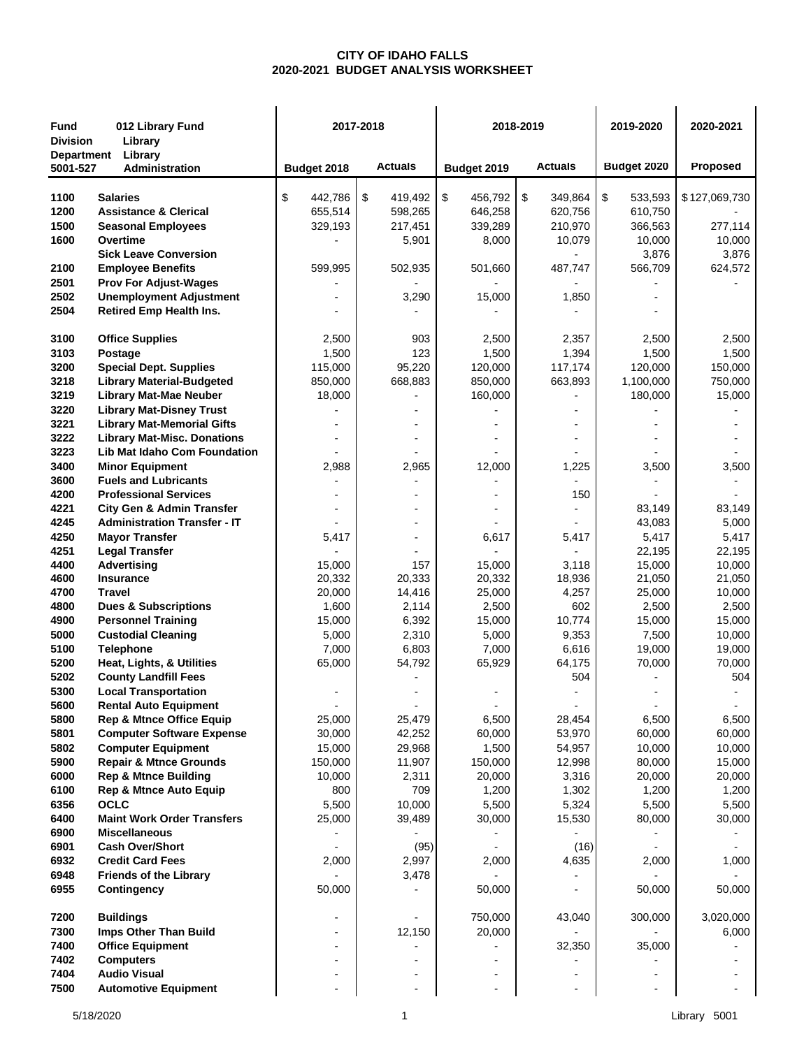**CITY OF IDAHO FALLS**
**2020-2021 BUDGET ANALYSIS WORKSHEET**

| **Fund** 012 Library Fund<br>**Division** Library<br>**Department** Library<br>5001-527 Administration | | 2017-2018 | | 2018-2019 | | 2019-2020 | 2020-2021 |
|---|---|---|---|---|---|---|---|
| | | Budget 2018 | Actuals | Budget 2019 | Actuals | Budget 2020 | Proposed |
| 1100 | Salaries | $ 442,786 | $ 419,492 | $ 456,792 | $ 349,864 | $ 533,593 | $127,069,730 |
| 1200 | Assistance & Clerical | 655,514 | 598,265 | 646,258 | 620,756 | 610,750 | - |
| 1500 | Seasonal Employees | 329,193 | 217,451 | 339,289 | 210,970 | 366,563 | 277,114 |
| 1600 | Overtime | - | 5,901 | 8,000 | 10,079 | 10,000 | 10,000 |
| | Sick Leave Conversion | | | | - | 3,876 | 3,876 |
| 2100 | Employee Benefits | 599,995 | 502,935 | 501,660 | 487,747 | 566,709 | 624,572 |
| 2501 | Prov For Adjust-Wages | - | - | - | - | - | - |
| 2502 | Unemployment Adjustment | - | 3,290 | 15,000 | 1,850 | - | |
| 2504 | Retired Emp Health Ins. | - | - | - | - | - | |
| 3100 | Office Supplies | 2,500 | 903 | 2,500 | 2,357 | 2,500 | 2,500 |
| 3103 | Postage | 1,500 | 123 | 1,500 | 1,394 | 1,500 | 1,500 |
| 3200 | Special Dept. Supplies | 115,000 | 95,220 | 120,000 | 117,174 | 120,000 | 150,000 |
| 3218 | Library Material-Budgeted | 850,000 | 668,883 | 850,000 | 663,893 | 1,100,000 | 750,000 |
| 3219 | Library Mat-Mae Neuber | 18,000 | - | 160,000 | - | 180,000 | 15,000 |
| 3220 | Library Mat-Disney Trust | - | - | - | - | - | - |
| 3221 | Library Mat-Memorial Gifts | - | - | - | - | - | - |
| 3222 | Library Mat-Misc. Donations | - | - | - | - | - | - |
| 3223 | Lib Mat Idaho Com Foundation | - | - | - | - | - | - |
| 3400 | Minor Equipment | 2,988 | 2,965 | 12,000 | 1,225 | 3,500 | 3,500 |
| 3600 | Fuels and Lubricants | - | - | - | - | - | - |
| 4200 | Professional Services | - | - | - | 150 | - | - |
| 4221 | City Gen & Admin Transfer | - | - | - | - | 83,149 | 83,149 |
| 4245 | Administration Transfer - IT | - | - | - | - | 43,083 | 5,000 |
| 4250 | Mayor Transfer | 5,417 | - | 6,617 | 5,417 | 5,417 | 5,417 |
| 4251 | Legal Transfer | - | - | - | - | 22,195 | 22,195 |
| 4400 | Advertising | 15,000 | 157 | 15,000 | 3,118 | 15,000 | 10,000 |
| 4600 | Insurance | 20,332 | 20,333 | 20,332 | 18,936 | 21,050 | 21,050 |
| 4700 | Travel | 20,000 | 14,416 | 25,000 | 4,257 | 25,000 | 10,000 |
| 4800 | Dues & Subscriptions | 1,600 | 2,114 | 2,500 | 602 | 2,500 | 2,500 |
| 4900 | Personnel Training | 15,000 | 6,392 | 15,000 | 10,774 | 15,000 | 15,000 |
| 5000 | Custodial Cleaning | 5,000 | 2,310 | 5,000 | 9,353 | 7,500 | 10,000 |
| 5100 | Telephone | 7,000 | 6,803 | 7,000 | 6,616 | 19,000 | 19,000 |
| 5200 | Heat, Lights, & Utilities | 65,000 | 54,792 | 65,929 | 64,175 | 70,000 | 70,000 |
| 5202 | County Landfill Fees | | - | | 504 | - | 504 |
| 5300 | Local Transportation | - | - | - | - | - | - |
| 5600 | Rental Auto Equipment | - | - | - | - | - | - |
| 5800 | Rep & Mtnce Office Equip | 25,000 | 25,479 | 6,500 | 28,454 | 6,500 | 6,500 |
| 5801 | Computer Software Expense | 30,000 | 42,252 | 60,000 | 53,970 | 60,000 | 60,000 |
| 5802 | Computer Equipment | 15,000 | 29,968 | 1,500 | 54,957 | 10,000 | 10,000 |
| 5900 | Repair & Mtnce Grounds | 150,000 | 11,907 | 150,000 | 12,998 | 80,000 | 15,000 |
| 6000 | Rep & Mtnce Building | 10,000 | 2,311 | 20,000 | 3,316 | 20,000 | 20,000 |
| 6100 | Rep & Mtnce Auto Equip | 800 | 709 | 1,200 | 1,302 | 1,200 | 1,200 |
| 6356 | OCLC | 5,500 | 10,000 | 5,500 | 5,324 | 5,500 | 5,500 |
| 6400 | Maint Work Order Transfers | 25,000 | 39,489 | 30,000 | 15,530 | 80,000 | 30,000 |
| 6900 | Miscellaneous | - | - | - | - | - | - |
| 6901 | Cash Over/Short | - | (95) | - | (16) | - | - |
| 6932 | Credit Card Fees | 2,000 | 2,997 | 2,000 | 4,635 | 2,000 | 1,000 |
| 6948 | Friends of the Library | - | 3,478 | - | - | - | - |
| 6955 | Contingency | 50,000 | - | 50,000 | - | 50,000 | 50,000 |
| 7200 | Buildings | - | - | 750,000 | 43,040 | 300,000 | 3,020,000 |
| 7300 | Imps Other Than Build | - | 12,150 | 20,000 | - | - | 6,000 |
| 7400 | Office Equipment | - | - | - | 32,350 | 35,000 | - |
| 7402 | Computers | - | - | - | - | - | - |
| 7404 | Audio Visual | - | - | - | - | - | - |
| 7500 | Automotive Equipment | - | - | - | - | - | - |

5/18/2020 Library 5001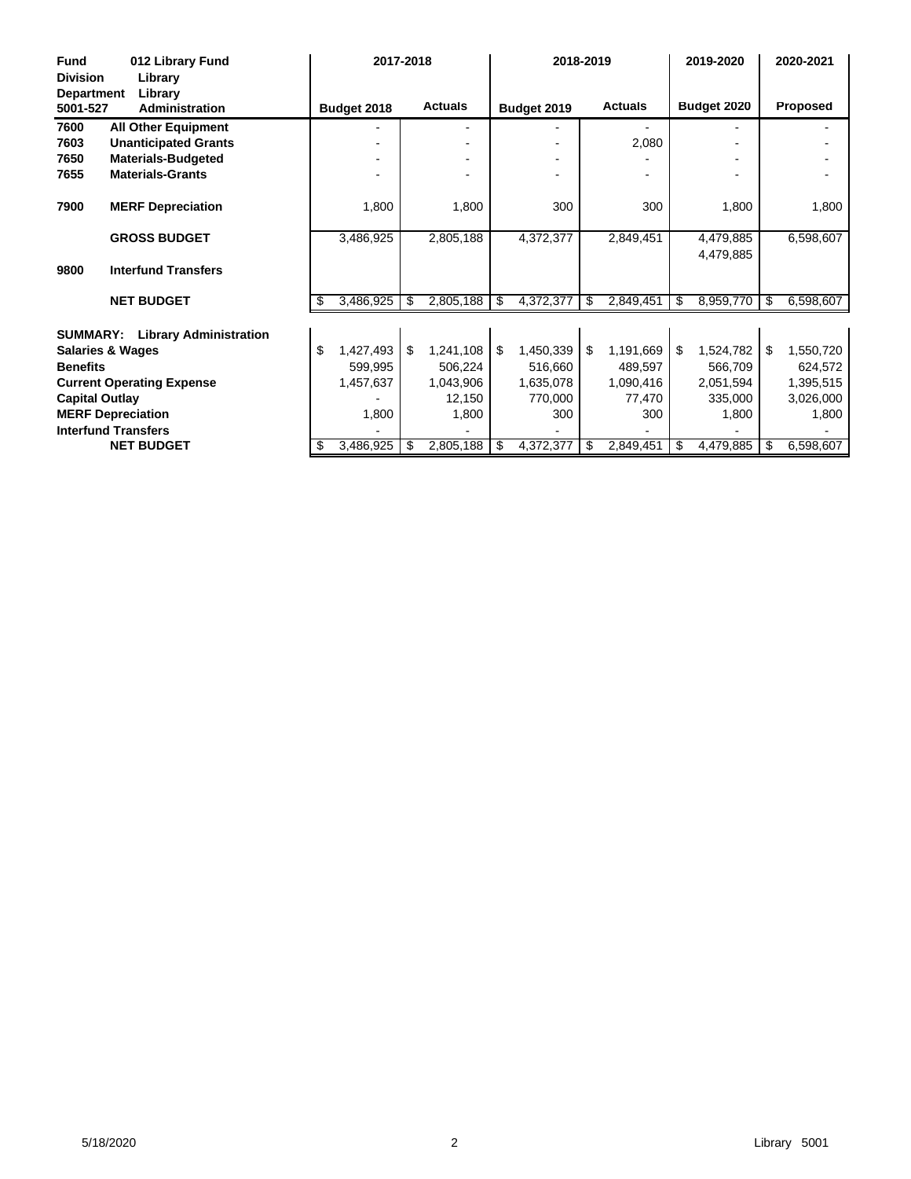| Fund | 012 Library Fund | 2017-2018 | | 2018-2019 | | 2019-2020 | 2020-2021 |
|---|---|---|---|---|---|---|---|
| Division | Library | | | | | | |
| Department | Library | | | | | | |
| 5001-527 | Administration | Budget 2018 | Actuals | Budget 2019 | Actuals | Budget 2020 | Proposed |
| 7600 | **All Other Equipment** | - | - | - | - | - | - |
| 7603 | **Unanticipated Grants** | - | - | - | 2,080 | - | - |
| 7650 | **Materials-Budgeted** | - | - | - | - | - | - |
| 7655 | **Materials-Grants** | - | - | - | - | - | - |
| 7900 | **MERF Depreciation** | 1,800 | 1,800 | 300 | 300 | 1,800 | 1,800 |
| | **GROSS BUDGET** | 3,486,925 | 2,805,188 | 4,372,377 | 2,849,451 | 4,479,885 | 6,598,607 |
| 9800 | **Interfund Transfers** | | | | | 4,479,885 | |
| | **NET BUDGET** | $ 3,486,925 | $ 2,805,188 | $ 4,372,377 | $ 2,849,451 | $ 8,959,770 | $ 6,598,607 |

| **SUMMARY: Library Administration** | | | | | | |
|---|---|---|---|---|---|---|
| **Salaries & Wages** | $ 1,427,493 | $ 1,241,108 | $ 1,450,339 | $ 1,191,669 | $ 1,524,782 | $ 1,550,720 |
| **Benefits** | 599,995 | 506,224 | 516,660 | 489,597 | 566,709 | 624,572 |
| **Current Operating Expense** | 1,457,637 | 1,043,906 | 1,635,078 | 1,090,416 | 2,051,594 | 1,395,515 |
| **Capital Outlay** | - | 12,150 | 770,000 | 77,470 | 335,000 | 3,026,000 |
| **MERF Depreciation** | 1,800 | 1,800 | 300 | 300 | 1,800 | 1,800 |
| **Interfund Transfers** | - | - | - | - | - | - |
| **NET BUDGET** | $ 3,486,925 | $ 2,805,188 | $ 4,372,377 | $ 2,849,451 | $ 4,479,885 | $ 6,598,607 |